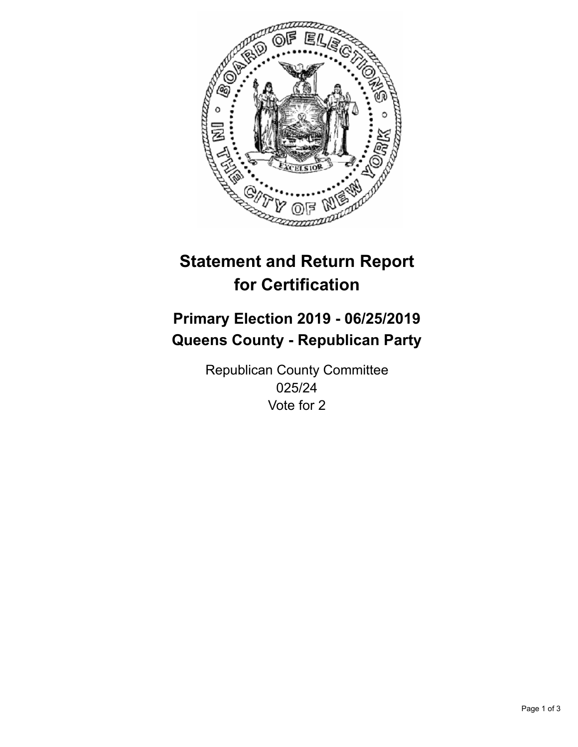# Statement and Return Report for Certification

## Primary Election 2019 - 06/25/2019
## Queens County - Republican Party

Republican County Committee
025/24
Vote for 2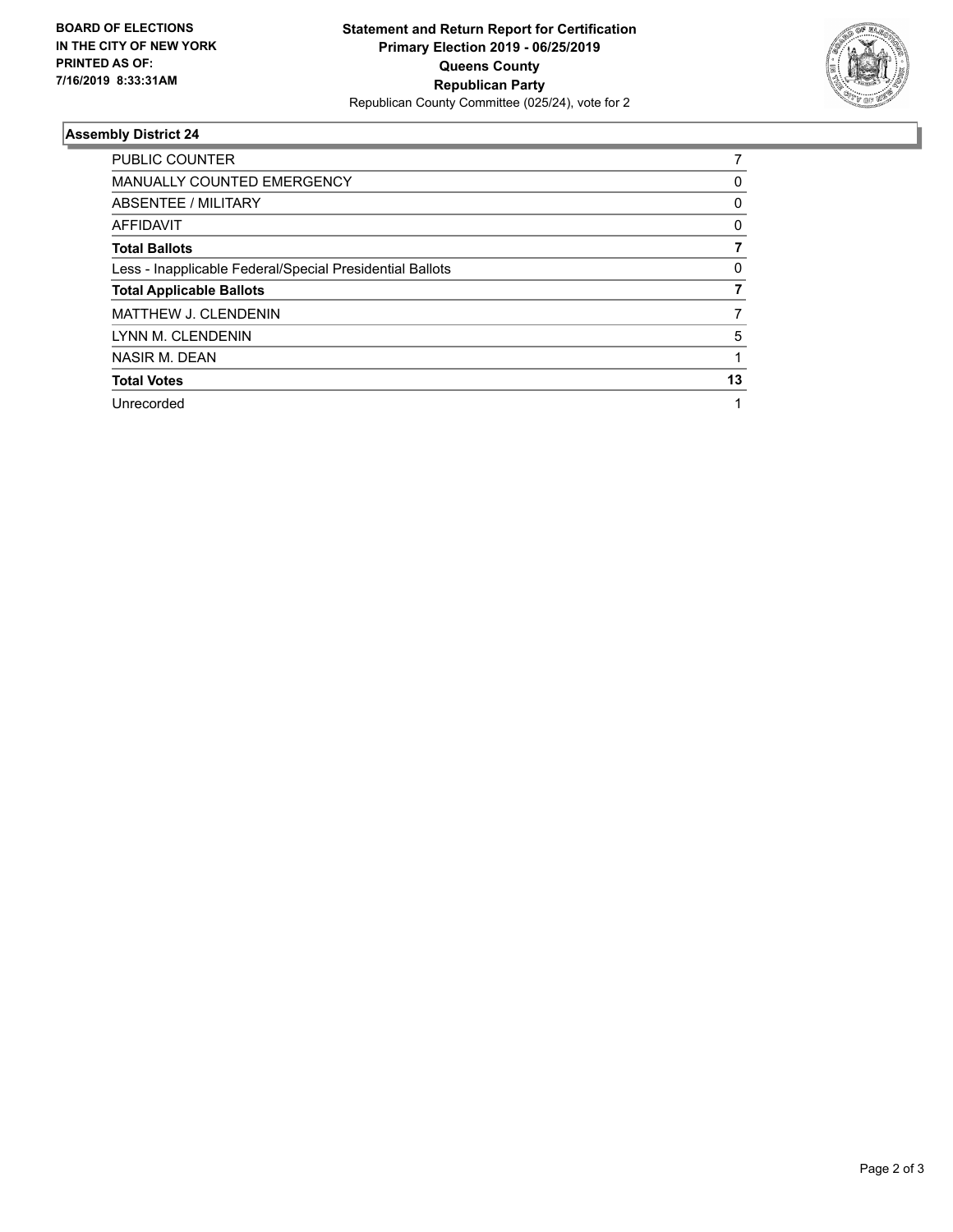**BOARD OF ELECTIONS IN THE CITY OF NEW YORK PRINTED AS OF: 7/16/2019 8:33:31AM**

**Statement and Return Report for Certification Primary Election 2019 - 06/25/2019 Queens County Republican Party**

Republican County Committee (025/24), vote for 2

### Assembly District 24

| | |
|---|---|
| PUBLIC COUNTER | 7 |
| MANUALLY COUNTED EMERGENCY | 0 |
| ABSENTEE / MILITARY | 0 |
| AFFIDAVIT | 0 |
| **Total Ballots** | **7** |
| Less - Inapplicable Federal/Special Presidential Ballots | 0 |
| **Total Applicable Ballots** | **7** |
| MATTHEW J. CLENDENIN | 7 |
| LYNN M. CLENDENIN | 5 |
| NASIR M. DEAN | 1 |
| **Total Votes** | **13** |
| Unrecorded | 1 |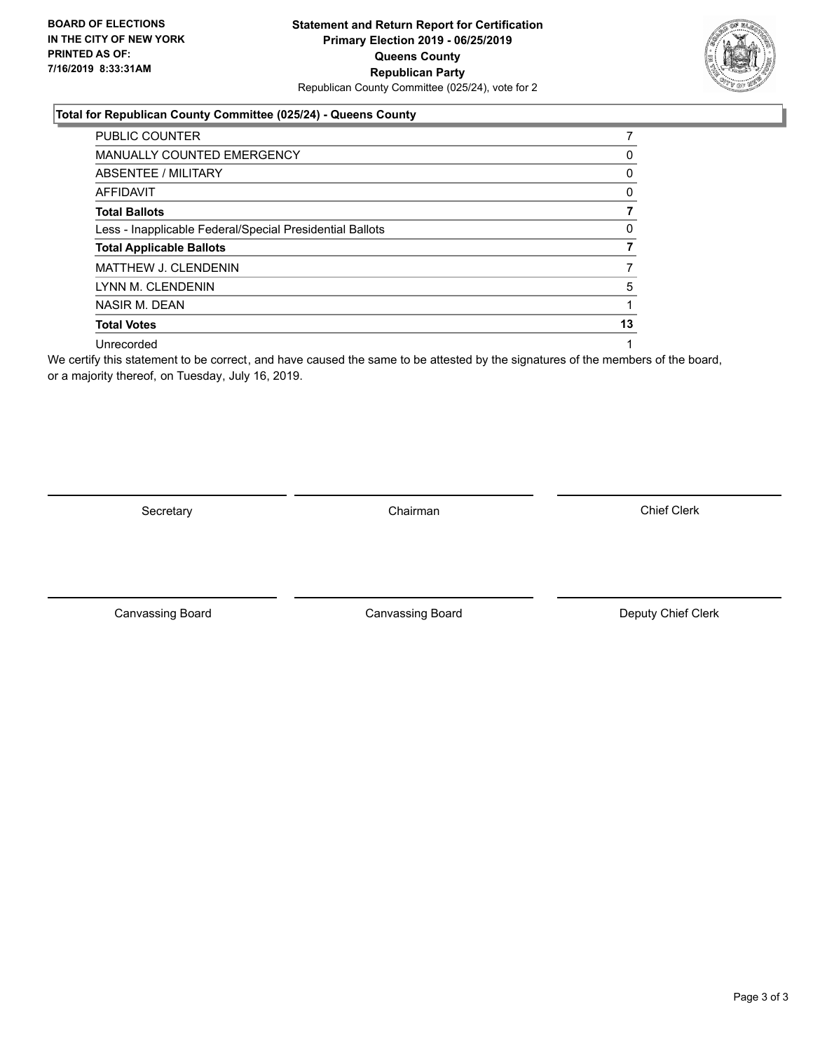**BOARD OF ELECTIONS IN THE CITY OF NEW YORK PRINTED AS OF: 7/16/2019 8:33:31AM**

**Statement and Return Report for Certification Primary Election 2019 - 06/25/2019 Queens County Republican Party**

Republican County Committee (025/24), vote for 2

### Total for Republican County Committee (025/24) - Queens County

| | |
|---|---|
| PUBLIC COUNTER | 7 |
| MANUALLY COUNTED EMERGENCY | 0 |
| ABSENTEE / MILITARY | 0 |
| AFFIDAVIT | 0 |
| **Total Ballots** | **7** |
| Less - Inapplicable Federal/Special Presidential Ballots | 0 |
| **Total Applicable Ballots** | **7** |
| MATTHEW J. CLENDENIN | 7 |
| LYNN M. CLENDENIN | 5 |
| NASIR M. DEAN | 1 |
| **Total Votes** | **13** |
| Unrecorded | 1 |

We certify this statement to be correct, and have caused the same to be attested by the signatures of the members of the board, or a majority thereof, on Tuesday, July 16, 2019.

Secretary

Chairman

Chief Clerk

Canvassing Board

Canvassing Board

Deputy Chief Clerk